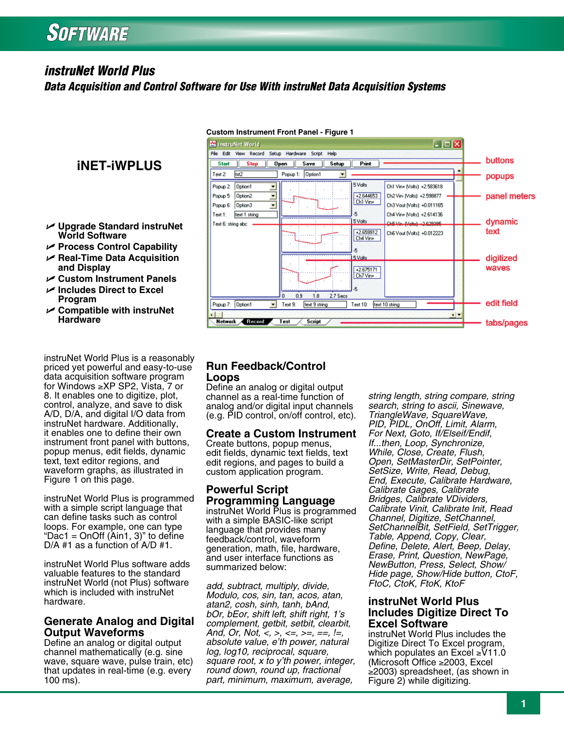# instruNet World Plus

## Data Acquisition and Control Software for Use With instruNet Data Acquisition Systems

Custom Instrument Front Panel - Figure 1

buttons

popups

panel meters

dynamic text

digitized waves

edit field

tabs/pages

## iNET-iWPLUS

- Upgrade Standard instruNet World Software
- Process Control Capability
- Real-Time Data Acquisition and Display
- Custom Instrument Panels
- Includes Direct to Excel Program
- Compatible with instruNet Hardware

instruNet World Plus is a reasonably priced yet powerful and easy-to-use data acquisition software program for Windows ≥XP SP2, Vista, 7 or 8. It enables one to digitize, plot, control, analyze, and save to disk A/D, D/A, and digital I/O data from instruNet hardware. Additionally, it enables one to define their own instrument front panel with buttons, popup menus, edit fields, dynamic text, text editor regions, and waveform graphs, as illustrated in Figure 1 on this page.

instruNet World Plus is programmed with a simple script language that can define tasks such as control loops. For example, one can type "Dac1 = OnOff (Ain1, 3)" to define D/A #1 as a function of A/D #1.

instruNet World Plus software adds valuable features to the standard instruNet World (not Plus) software which is included with instruNet hardware.

### Generate Analog and Digital Output Waveforms

Define an analog or digital output channel mathematically (e.g. sine wave, square wave, pulse train, etc) that updates in real-time (e.g. every 100 ms).

### Run Feedback/Control Loops

Define an analog or digital output channel as a real-time function of analog and/or digital input channels (e.g. PID control, on/off control, etc).

### Create a Custom Instrument

Create buttons, popup menus, edit fields, dynamic text fields, text edit regions, and pages to build a custom application program.

### Powerful Script Programming Language

instruNet World Plus is programmed with a simple BASIC-like script language that provides many feedback/control, waveform generation, math, file, hardware, and user interface functions as summarized below:

*add, subtract, multiply, divide, Modulo, cos, sin, tan, acos, atan, atan2, cosh, sinh, tanh, bAnd, bOr, bEor, shift left, shift right, 1's complement, getbit, setbit, clearbit, And, Or, Not, <, >, <=, >=, ==, !=, absolute value, e'th power, natural log, log10, reciprocal, square, square root, x to y'th power, integer, round down, round up, fractional part, minimum, maximum, average, string length, string compare, string search, string to ascii, Sinewave, TriangleWave, SquareWave, PID, PIDL, OnOff, Limit, Alarm, For Next, Goto, If/Elseif/Endif, If...then, Loop, Synchronize, While, Close, Create, Flush, Open, SetMasterDir, SetPointer, SetSize, Write, Read, Debug, End, Execute, Calibrate Hardware, Calibrate Gages, Calibrate Bridges, Calibrate VDividers, Calibrate Vinit, Calibrate Init, Read Channel, Digitize, SetChannel, SetChannelBit, SetField, SetTrigger, Table, Append, Copy, Clear, Define, Delete, Alert, Beep, Delay, Erase, Print, Question, NewPage, NewButton, Press, Select, Show/Hide page, Show/Hide button, CtoF, FtoC, CtoK, FtoK, KtoF*

### instruNet World Plus Includes Digitize Direct To Excel Software

instruNet World Plus includes the Digitize Direct To Excel program, which populates an Excel ≥V11.0 (Microsoft Office ≥2003, Excel ≥2003) spreadsheet, (as shown in Figure 2) while digitizing.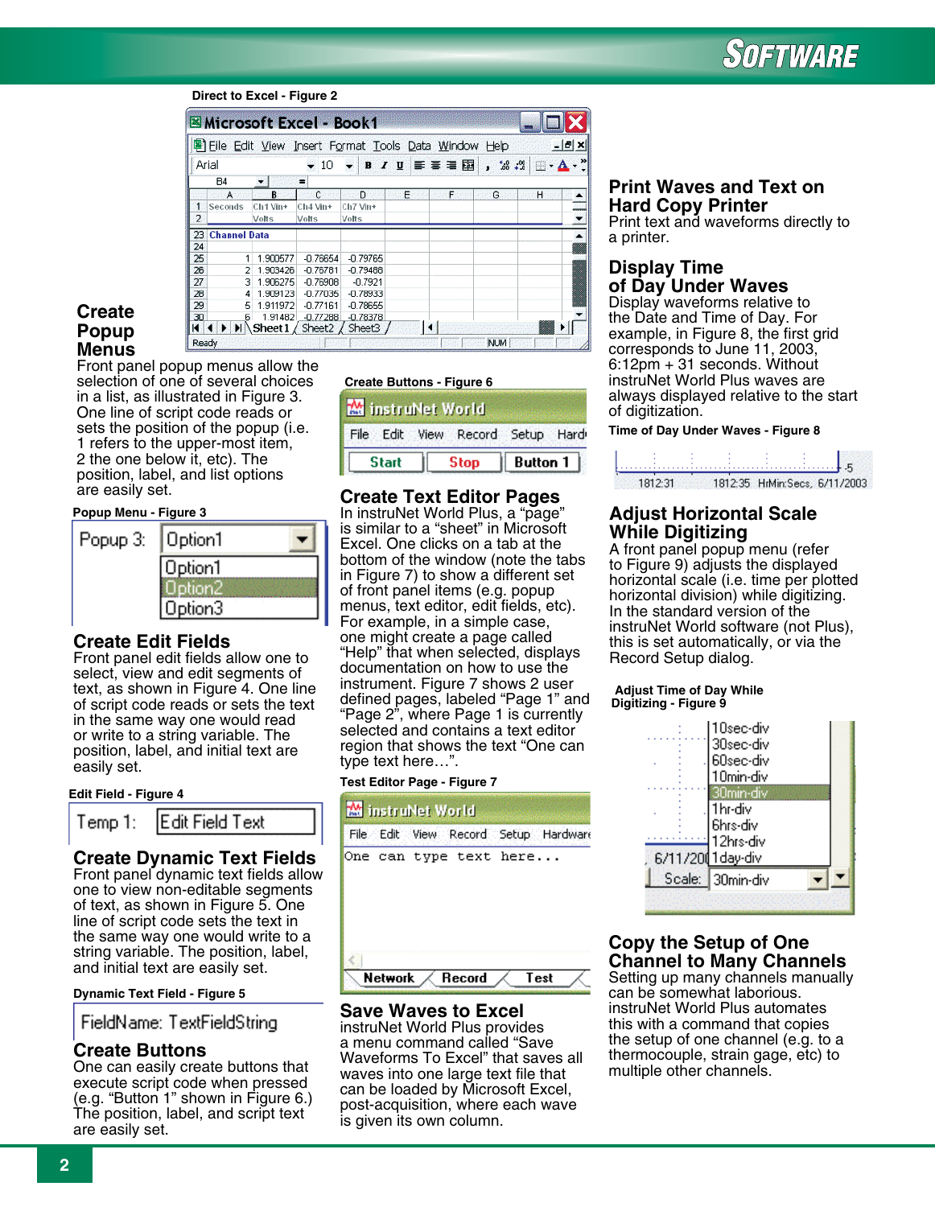Direct to Excel - Figure 2

## Create Popup Menus

Front panel popup menus allow the selection of one of several choices in a list, as illustrated in Figure 3. One line of script code reads or sets the position of the popup (i.e. 1 refers to the upper-most item, 2 the one below it, etc). The position, label, and list options are easily set.

Popup Menu - Figure 3

## Create Edit Fields

Front panel edit fields allow one to select, view and edit segments of text, as shown in Figure 4. One line of script code reads or sets the text in the same way one would read or write to a string variable. The position, label, and initial text are easily set.

Edit Field - Figure 4

## Create Dynamic Text Fields

Front panel dynamic text fields allow one to view non-editable segments of text, as shown in Figure 5. One line of script code sets the text in the same way one would write to a string variable. The position, label, and initial text are easily set.

Dynamic Text Field - Figure 5

## Create Buttons

One can easily create buttons that execute script code when pressed (e.g. "Button 1" shown in Figure 6.) The position, label, and script text are easily set.

Create Buttons - Figure 6

## Create Text Editor Pages

In instruNet World Plus, a "page" is similar to a "sheet" in Microsoft Excel. One clicks on a tab at the bottom of the window (note the tabs in Figure 7) to show a different set of front panel items (e.g. popup menus, text editor, edit fields, etc). For example, in a simple case, one might create a page called "Help" that when selected, displays documentation on how to use the instrument. Figure 7 shows 2 user defined pages, labeled "Page 1" and "Page 2", where Page 1 is currently selected and contains a text editor region that shows the text "One can type text here…".

Test Editor Page - Figure 7

## Save Waves to Excel

instruNet World Plus provides a menu command called "Save Waveforms To Excel" that saves all waves into one large text file that can be loaded by Microsoft Excel, post-acquisition, where each wave is given its own column.

## Print Waves and Text on Hard Copy Printer

Print text and waveforms directly to a printer.

## Display Time of Day Under Waves

Display waveforms relative to the Date and Time of Day. For example, in Figure 8, the first grid corresponds to June 11, 2003, 6:12pm + 31 seconds. Without instruNet World Plus waves are always displayed relative to the start of digitization.

Time of Day Under Waves - Figure 8

## Adjust Horizontal Scale While Digitizing

A front panel popup menu (refer to Figure 9) adjusts the displayed horizontal scale (i.e. time per plotted horizontal division) while digitizing. In the standard version of the instruNet World software (not Plus), this is set automatically, or via the Record Setup dialog.

Adjust Time of Day While Digitizing - Figure 9

## Copy the Setup of One Channel to Many Channels

Setting up many channels manually can be somewhat laborious. instruNet World Plus automates this with a command that copies the setup of one channel (e.g. to a thermocouple, strain gage, etc) to multiple other channels.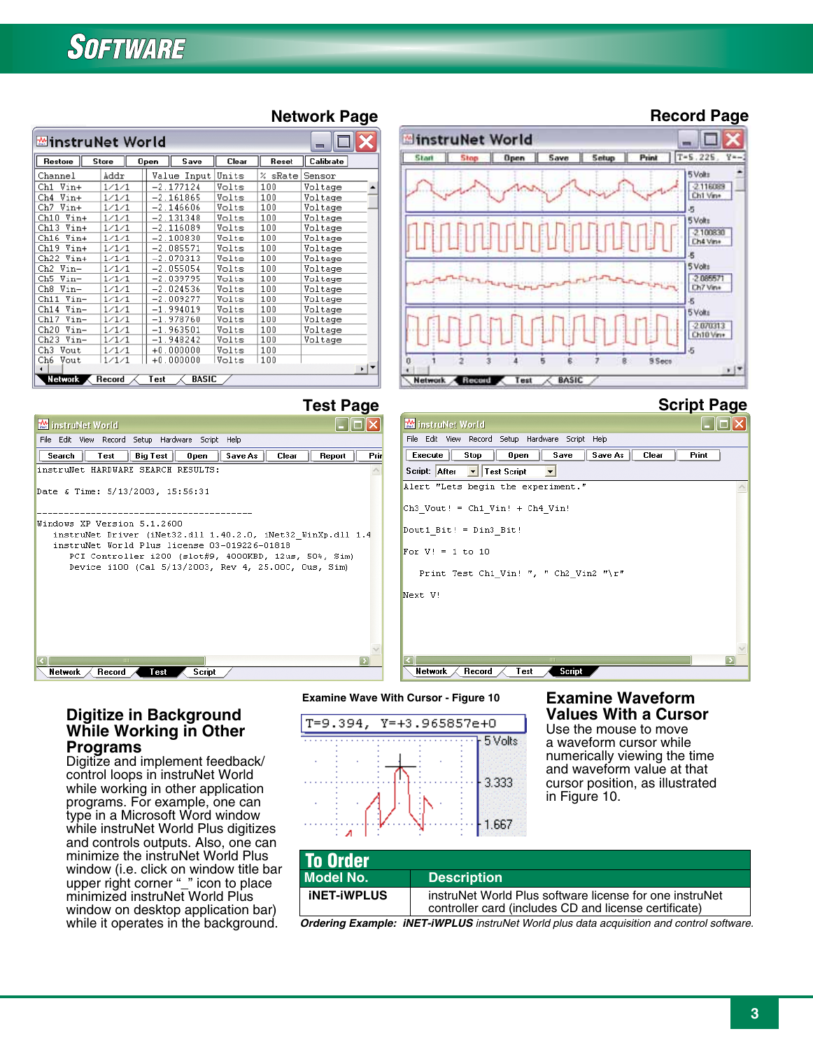# SOFTWARE

**Network Page**

instruNet World

Restore | Store | Open | Save | Clear | Reset | Calibrate

| Channel | Addr | Value Input | Units | % sRate | Sensor |
|---|---|---|---|---|---|
| Ch1 Vin+ | 1/1/1 | -2.177124 | Volts | 100 | Voltage |
| Ch4 Vin+ | 1/1/1 | -2.161865 | Volts | 100 | Voltage |
| Ch7 Vin+ | 1/1/1 | -2.146606 | Volts | 100 | Voltage |
| Ch10 Vin+ | 1/1/1 | -2.131348 | Volts | 100 | Voltage |
| Ch13 Vin+ | 1/1/1 | -2.116089 | Volts | 100 | Voltage |
| Ch16 Vin+ | 1/1/1 | -2.100830 | Volts | 100 | Voltage |
| Ch19 Vin+ | 1/1/1 | -2.085571 | Volts | 100 | Voltage |
| Ch22 Vin+ | 1/1/1 | -2.070313 | Volts | 100 | Voltage |
| Ch2 Vin- | 1/1/1 | -2.055054 | Volts | 100 | Voltage |
| Ch5 Vin- | 1/1/1 | -2.039795 | Volts | 100 | Voltage |
| Ch8 Vin- | 1/1/1 | -2.024536 | Volts | 100 | Voltage |
| Ch11 Vin- | 1/1/1 | -2.009277 | Volts | 100 | Voltage |
| Ch14 Vin- | 1/1/1 | -1.994019 | Volts | 100 | Voltage |
| Ch17 Vin- | 1/1/1 | -1.978760 | Volts | 100 | Voltage |
| Ch20 Vin- | 1/1/1 | -1.963501 | Volts | 100 | Voltage |
| Ch23 Vin- | 1/1/1 | -1.948242 | Volts | 100 | Voltage |
| Ch3 Vout | 1/1/1 | +0.000000 | Volts | 100 | |
| Ch6 Vout | 1/1/1 | +0.000000 | Volts | 100 | |

Network | Record | Test | BASIC

**Record Page**

instruNet World

Start | Stop | Open | Save | Setup | Print | T=5.225, Y=-

5 Volts
-2.116089
Ch1 Vin+
-5
5 Volts
-2.100830
Ch4 Vin+
-5
5 Volts
-2.085571
Ch7 Vin+
-5
5 Volts
-2.070313
Ch10 Vin+
-5
0 1 2 3 4 5 6 7 8 9 Secs

Network | Record | Test | BASIC

**Test Page**

instruNet World

File Edit View Record Setup Hardware Script Help

Search | Test | Big Test | Open | Save As | Clear | Report | Prin

```
instruNet HARDWARE SEARCH RESULTS:

Date & Time: 5/13/2003, 15:56:31

----------------------------------------
Windows XP Version 5.1.2600
   instruNet Driver (iNet32.dll 1.40.2.0, iNet32_WinXp.dll 1.4
   instruNet World Plus license 03-019226-01818
      PCI Controller i200 (slot#9, 4000KBD, 12us, 50%, Sim)
      Device i100 (Cal 5/13/2003, Rev 4, 25.00C, Ous, Sim)
```

Network | Record | Test | Script

**Script Page**

instruNet World

File Edit View Record Setup Hardware Script Help

Execute | Stop | Open | Save | Save As | Clear | Print

Script: After | Test Script

```
Alert "Lets begin the experiment."

Ch3_Vout! = Ch1_Vin! + Ch4_Vin!

Dout1_Bit! = Din3_Bit!

For V! = 1 to 10

   Print Test Ch1_Vin! ", " Ch2_Vin2 "\r"

Next V!
```

Network | Record | Test | Script

## Digitize in Background While Working in Other Programs

Digitize and implement feedback/control loops in instruNet World while working in other application programs. For example, one can type in a Microsoft Word window while instruNet World Plus digitizes and controls outputs. Also, one can minimize the instruNet World Plus window (i.e. click on window title bar upper right corner "_" icon to place minimized instruNet World Plus window on desktop application bar) while it operates in the background.

**Examine Wave With Cursor - Figure 10**

T=9.394, Y=+3.965857e+0
5 Volts
3.333
1.667

## Examine Waveform Values With a Cursor

Use the mouse to move a waveform cursor while numerically viewing the time and waveform value at that cursor position, as illustrated in Figure 10.

## To Order

| Model No. | Description |
|---|---|
| iNET-iWPLUS | instruNet World Plus software license for one instruNet controller card (includes CD and license certificate) |

***Ordering Example: iNET-iWPLUS** instruNet World plus data acquisition and control software.*